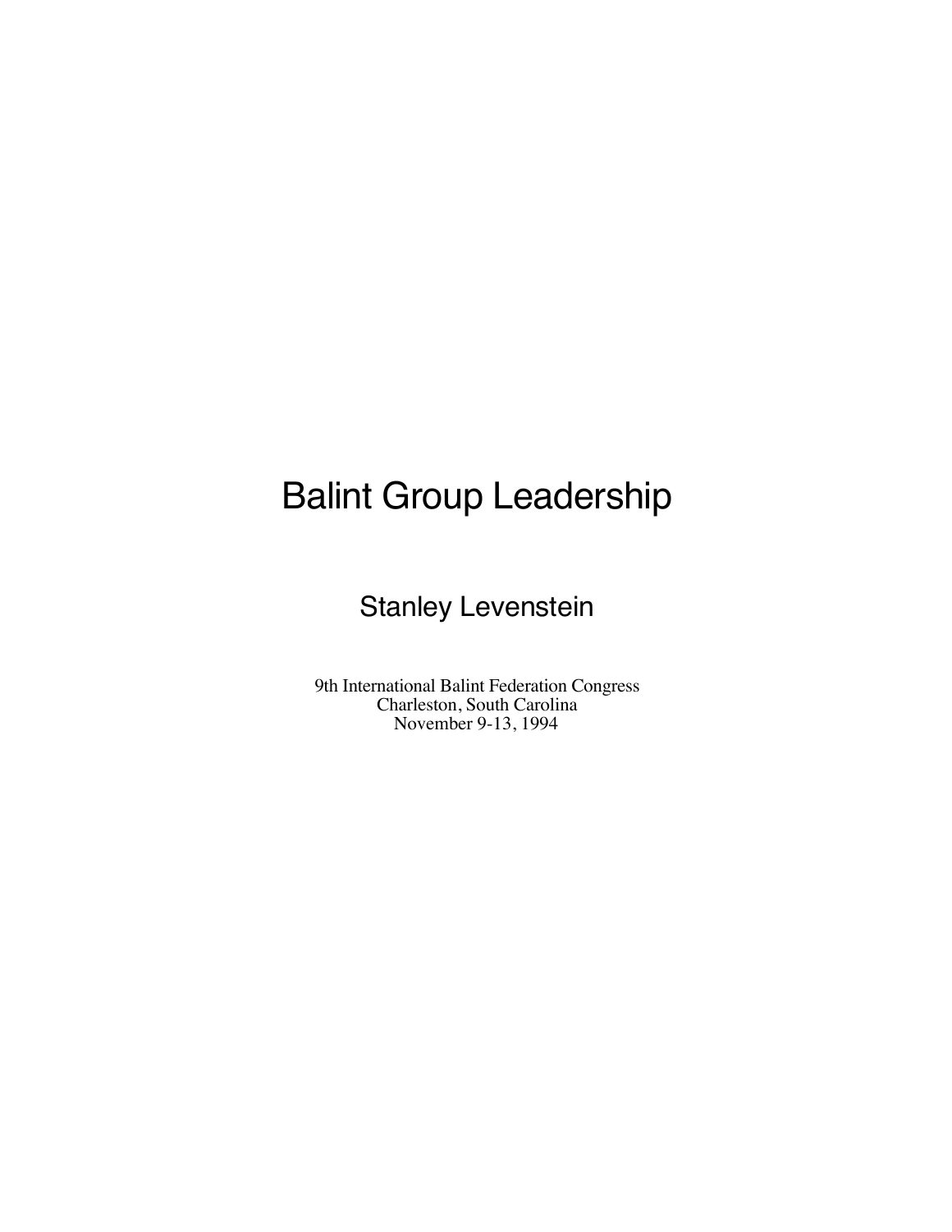# Balint Group Leadership

## Stanley Levenstein

9th International Balint Federation Congress
Charleston, South Carolina
November 9-13, 1994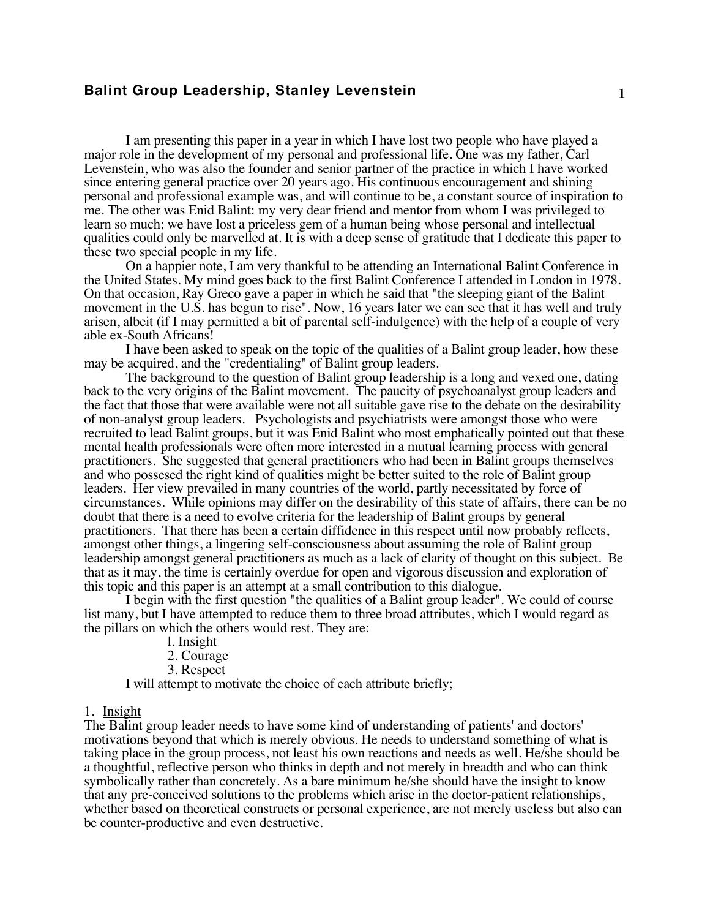I am presenting this paper in a year in which I have lost two people who have played a major role in the development of my personal and professional life. One was my father, Carl Levenstein, who was also the founder and senior partner of the practice in which I have worked since entering general practice over 20 years ago. His continuous encouragement and shining personal and professional example was, and will continue to be, a constant source of inspiration to me. The other was Enid Balint: my very dear friend and mentor from whom I was privileged to learn so much; we have lost a priceless gem of a human being whose personal and intellectual qualities could only be marvelled at. It is with a deep sense of gratitude that I dedicate this paper to these two special people in my life.

On a happier note, I am very thankful to be attending an International Balint Conference in the United States. My mind goes back to the first Balint Conference I attended in London in 1978. On that occasion, Ray Greco gave a paper in which he said that "the sleeping giant of the Balint movement in the U.S. has begun to rise". Now, 16 years later we can see that it has well and truly arisen, albeit (if I may permitted a bit of parental self-indulgence) with the help of a couple of very able ex-South Africans!

I have been asked to speak on the topic of the qualities of a Balint group leader, how these may be acquired, and the "credentialing" of Balint group leaders.

The background to the question of Balint group leadership is a long and vexed one, dating back to the very origins of the Balint movement. The paucity of psychoanalyst group leaders and the fact that those that were available were not all suitable gave rise to the debate on the desirability of non-analyst group leaders. Psychologists and psychiatrists were amongst those who were recruited to lead Balint groups, but it was Enid Balint who most emphatically pointed out that these mental health professionals were often more interested in a mutual learning process with general practitioners. She suggested that general practitioners who had been in Balint groups themselves and who possesed the right kind of qualities might be better suited to the role of Balint group leaders. Her view prevailed in many countries of the world, partly necessitated by force of circumstances. While opinions may differ on the desirability of this state of affairs, there can be no doubt that there is a need to evolve criteria for the leadership of Balint groups by general practitioners. That there has been a certain diffidence in this respect until now probably reflects, amongst other things, a lingering self-consciousness about assuming the role of Balint group leadership amongst general practitioners as much as a lack of clarity of thought on this subject. Be that as it may, the time is certainly overdue for open and vigorous discussion and exploration of this topic and this paper is an attempt at a small contribution to this dialogue.

I begin with the first question "the qualities of a Balint group leader". We could of course list many, but I have attempted to reduce them to three broad attributes, which I would regard as the pillars on which the others would rest. They are:

1. Insight
2. Courage
3. Respect

I will attempt to motivate the choice of each attribute briefly;

1. Insight

The Balint group leader needs to have some kind of understanding of patients' and doctors' motivations beyond that which is merely obvious. He needs to understand something of what is taking place in the group process, not least his own reactions and needs as well. He/she should be a thoughtful, reflective person who thinks in depth and not merely in breadth and who can think symbolically rather than concretely. As a bare minimum he/she should have the insight to know that any pre-conceived solutions to the problems which arise in the doctor-patient relationships, whether based on theoretical constructs or personal experience, are not merely useless but also can be counter-productive and even destructive.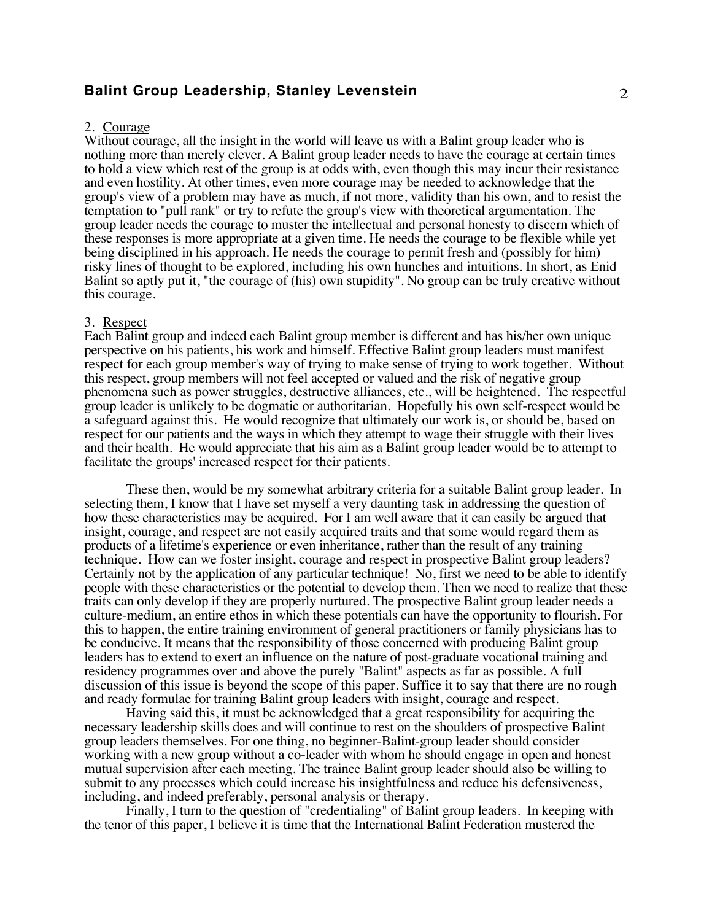2. <u>Courage</u>

Without courage, all the insight in the world will leave us with a Balint group leader who is nothing more than merely clever. A Balint group leader needs to have the courage at certain times to hold a view which rest of the group is at odds with, even though this may incur their resistance and even hostility. At other times, even more courage may be needed to acknowledge that the group's view of a problem may have as much, if not more, validity than his own, and to resist the temptation to "pull rank" or try to refute the group's view with theoretical argumentation. The group leader needs the courage to muster the intellectual and personal honesty to discern which of these responses is more appropriate at a given time. He needs the courage to be flexible while yet being disciplined in his approach. He needs the courage to permit fresh and (possibly for him) risky lines of thought to be explored, including his own hunches and intuitions. In short, as Enid Balint so aptly put it, "the courage of (his) own stupidity". No group can be truly creative without this courage.

3. <u>Respect</u>

Each Balint group and indeed each Balint group member is different and has his/her own unique perspective on his patients, his work and himself. Effective Balint group leaders must manifest respect for each group member's way of trying to make sense of trying to work together. Without this respect, group members will not feel accepted or valued and the risk of negative group phenomena such as power struggles, destructive alliances, etc., will be heightened. The respectful group leader is unlikely to be dogmatic or authoritarian. Hopefully his own self-respect would be a safeguard against this. He would recognize that ultimately our work is, or should be, based on respect for our patients and the ways in which they attempt to wage their struggle with their lives and their health. He would appreciate that his aim as a Balint group leader would be to attempt to facilitate the groups' increased respect for their patients.

These then, would be my somewhat arbitrary criteria for a suitable Balint group leader. In selecting them, I know that I have set myself a very daunting task in addressing the question of how these characteristics may be acquired. For I am well aware that it can easily be argued that insight, courage, and respect are not easily acquired traits and that some would regard them as products of a lifetime's experience or even inheritance, rather than the result of any training technique. How can we foster insight, courage and respect in prospective Balint group leaders? Certainly not by the application of any particular <u>technique</u>! No, first we need to be able to identify people with these characteristics or the potential to develop them. Then we need to realize that these traits can only develop if they are properly nurtured. The prospective Balint group leader needs a culture-medium, an entire ethos in which these potentials can have the opportunity to flourish. For this to happen, the entire training environment of general practitioners or family physicians has to be conducive. It means that the responsibility of those concerned with producing Balint group leaders has to extend to exert an influence on the nature of post-graduate vocational training and residency programmes over and above the purely "Balint" aspects as far as possible. A full discussion of this issue is beyond the scope of this paper. Suffice it to say that there are no rough and ready formulae for training Balint group leaders with insight, courage and respect.

Having said this, it must be acknowledged that a great responsibility for acquiring the necessary leadership skills does and will continue to rest on the shoulders of prospective Balint group leaders themselves. For one thing, no beginner-Balint-group leader should consider working with a new group without a co-leader with whom he should engage in open and honest mutual supervision after each meeting. The trainee Balint group leader should also be willing to submit to any processes which could increase his insightfulness and reduce his defensiveness, including, and indeed preferably, personal analysis or therapy.

Finally, I turn to the question of "credentialing" of Balint group leaders. In keeping with the tenor of this paper, I believe it is time that the International Balint Federation mustered the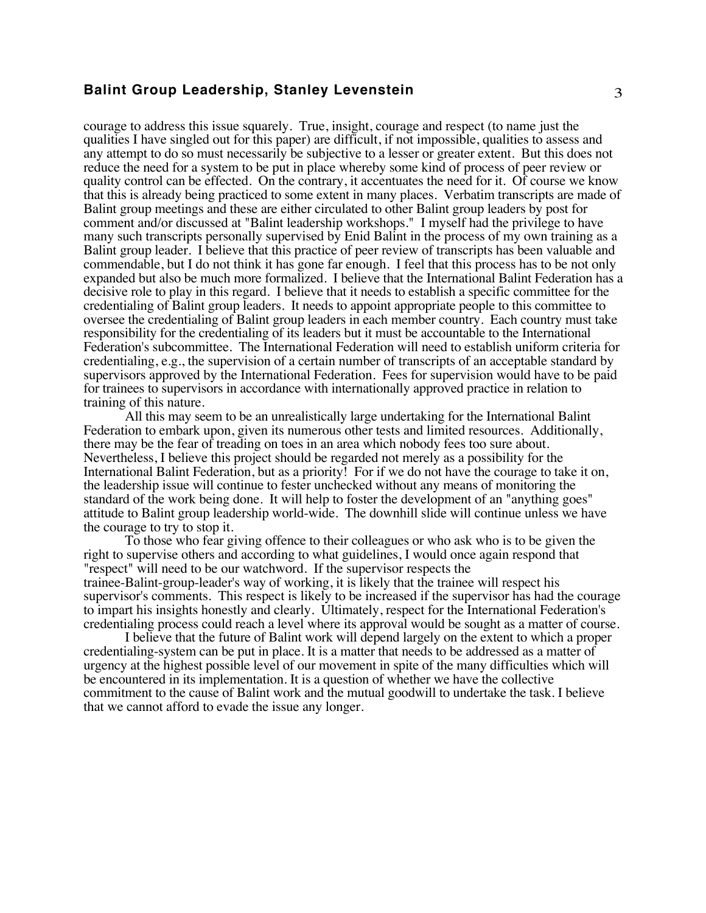courage to address this issue squarely. True, insight, courage and respect (to name just the qualities I have singled out for this paper) are difficult, if not impossible, qualities to assess and any attempt to do so must necessarily be subjective to a lesser or greater extent. But this does not reduce the need for a system to be put in place whereby some kind of process of peer review or quality control can be effected. On the contrary, it accentuates the need for it. Of course we know that this is already being practiced to some extent in many places. Verbatim transcripts are made of Balint group meetings and these are either circulated to other Balint group leaders by post for comment and/or discussed at "Balint leadership workshops." I myself had the privilege to have many such transcripts personally supervised by Enid Balint in the process of my own training as a Balint group leader. I believe that this practice of peer review of transcripts has been valuable and commendable, but I do not think it has gone far enough. I feel that this process has to be not only expanded but also be much more formalized. I believe that the International Balint Federation has a decisive role to play in this regard. I believe that it needs to establish a specific committee for the credentialing of Balint group leaders. It needs to appoint appropriate people to this committee to oversee the credentialing of Balint group leaders in each member country. Each country must take responsibility for the credentialing of its leaders but it must be accountable to the International Federation's subcommittee. The International Federation will need to establish uniform criteria for credentialing, e.g., the supervision of a certain number of transcripts of an acceptable standard by supervisors approved by the International Federation. Fees for supervision would have to be paid for trainees to supervisors in accordance with internationally approved practice in relation to training of this nature.

All this may seem to be an unrealistically large undertaking for the International Balint Federation to embark upon, given its numerous other tests and limited resources. Additionally, there may be the fear of treading on toes in an area which nobody fees too sure about. Nevertheless, I believe this project should be regarded not merely as a possibility for the International Balint Federation, but as a priority! For if we do not have the courage to take it on, the leadership issue will continue to fester unchecked without any means of monitoring the standard of the work being done. It will help to foster the development of an "anything goes" attitude to Balint group leadership world-wide. The downhill slide will continue unless we have the courage to try to stop it.

To those who fear giving offence to their colleagues or who ask who is to be given the right to supervise others and according to what guidelines, I would once again respond that "respect" will need to be our watchword. If the supervisor respects the trainee-Balint-group-leader's way of working, it is likely that the trainee will respect his supervisor's comments. This respect is likely to be increased if the supervisor has had the courage to impart his insights honestly and clearly. Ultimately, respect for the International Federation's credentialing process could reach a level where its approval would be sought as a matter of course.

I believe that the future of Balint work will depend largely on the extent to which a proper credentialing-system can be put in place. It is a matter that needs to be addressed as a matter of urgency at the highest possible level of our movement in spite of the many difficulties which will be encountered in its implementation. It is a question of whether we have the collective commitment to the cause of Balint work and the mutual goodwill to undertake the task. I believe that we cannot afford to evade the issue any longer.